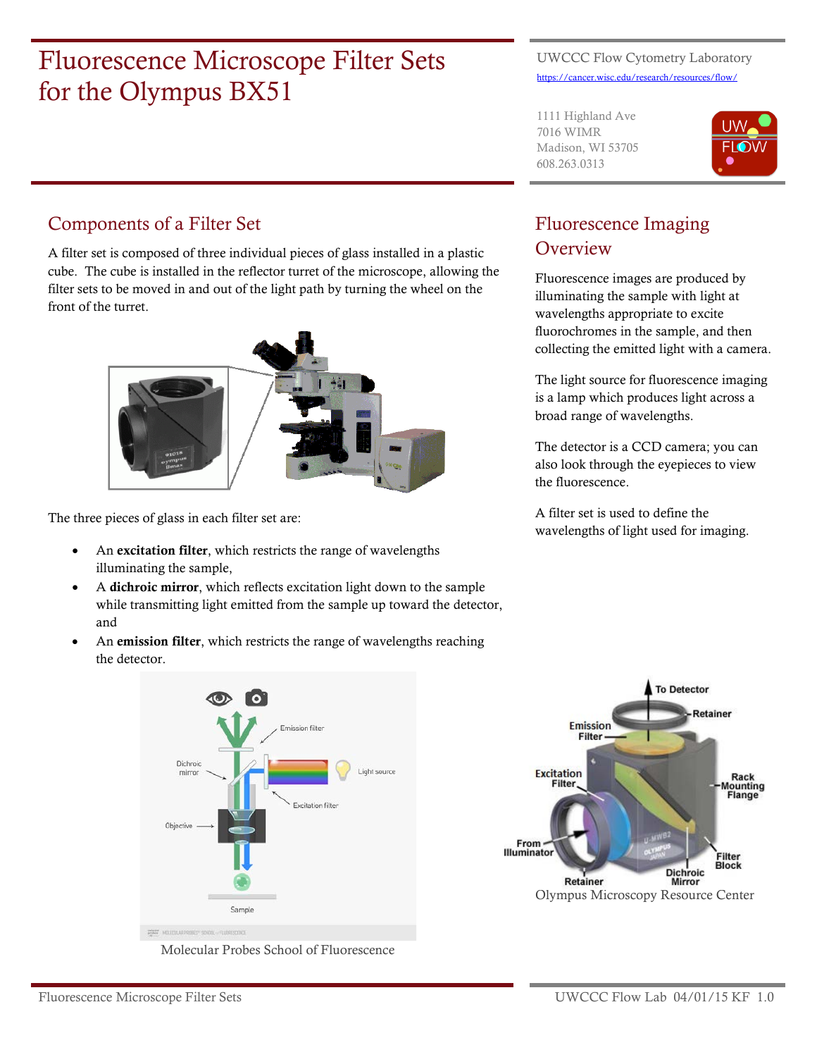# Fluorescence Microscope Filter Sets for the Olympus BX51

UWCCC Flow Cytometry Laboratory
https://cancer.wisc.edu/research/resources/flow/

1111 Highland Ave
7016 WIMR
Madison, WI 53705
608.263.0313

## Components of a Filter Set

A filter set is composed of three individual pieces of glass installed in a plastic cube. The cube is installed in the reflector turret of the microscope, allowing the filter sets to be moved in and out of the light path by turning the wheel on the front of the turret.

The three pieces of glass in each filter set are:

- An **excitation filter**, which restricts the range of wavelengths illuminating the sample,
- A **dichroic mirror**, which reflects excitation light down to the sample while transmitting light emitted from the sample up toward the detector, and
- An **emission filter**, which restricts the range of wavelengths reaching the detector.

Molecular Probes School of Fluorescence

## Fluorescence Imaging Overview

Fluorescence images are produced by illuminating the sample with light at wavelengths appropriate to excite fluorochromes in the sample, and then collecting the emitted light with a camera.

The light source for fluorescence imaging is a lamp which produces light across a broad range of wavelengths.

The detector is a CCD camera; you can also look through the eyepieces to view the fluorescence.

A filter set is used to define the wavelengths of light used for imaging.

Olympus Microscopy Resource Center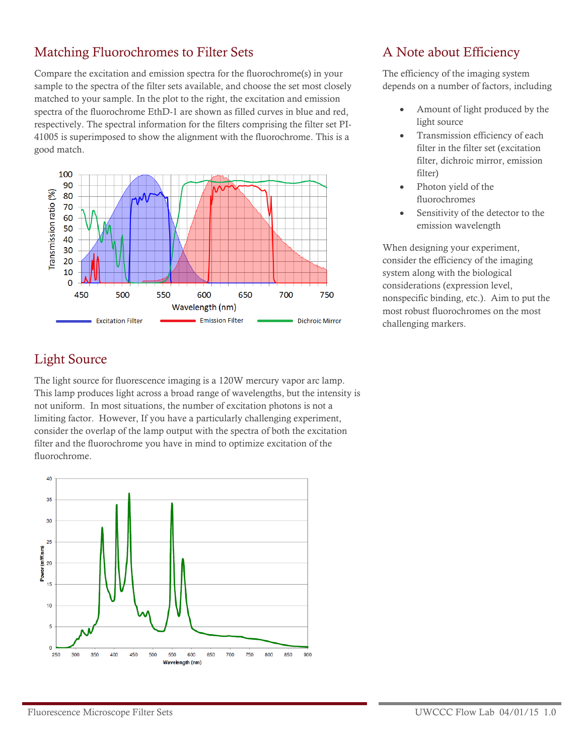## Matching Fluorochromes to Filter Sets

Compare the excitation and emission spectra for the fluorochrome(s) in your sample to the spectra of the filter sets available, and choose the set most closely matched to your sample. In the plot to the right, the excitation and emission spectra of the fluorochrome EthD-1 are shown as filled curves in blue and red, respectively. The spectral information for the filters comprising the filter set PI-41005 is superimposed to show the alignment with the fluorochrome. This is a good match.

## Light Source

The light source for fluorescence imaging is a 120W mercury vapor arc lamp. This lamp produces light across a broad range of wavelengths, but the intensity is not uniform. In most situations, the number of excitation photons is not a limiting factor. However, If you have a particularly challenging experiment, consider the overlap of the lamp output with the spectra of both the excitation filter and the fluorochrome you have in mind to optimize excitation of the fluorochrome.

## A Note about Efficiency

The efficiency of the imaging system depends on a number of factors, including

- Amount of light produced by the light source
- Transmission efficiency of each filter in the filter set (excitation filter, dichroic mirror, emission filter)
- Photon yield of the fluorochromes
- Sensitivity of the detector to the emission wavelength

When designing your experiment, consider the efficiency of the imaging system along with the biological considerations (expression level, nonspecific binding, etc.). Aim to put the most robust fluorochromes on the most challenging markers.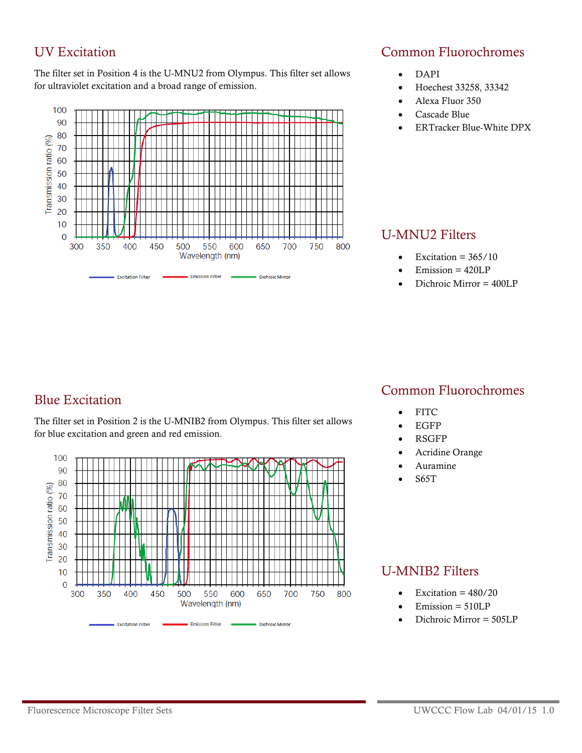## UV Excitation

The filter set in Position 4 is the U-MNU2 from Olympus. This filter set allows for ultraviolet excitation and a broad range of emission.

## Common Fluorochromes

- DAPI
- Hoechest 33258, 33342
- Alexa Fluor 350
- Cascade Blue
- ERTracker Blue-White DPX

## U-MNU2 Filters

- Excitation = 365/10
- Emission = 420LP
- Dichroic Mirror = 400LP

## Blue Excitation

The filter set in Position 2 is the U-MNIB2 from Olympus. This filter set allows for blue excitation and green and red emission.

## Common Fluorochromes

- FITC
- EGFP
- RSGFP
- Acridine Orange
- Auramine
- S65T

## U-MNIB2 Filters

- Excitation = 480/20
- Emission = 510LP
- Dichroic Mirror = 505LP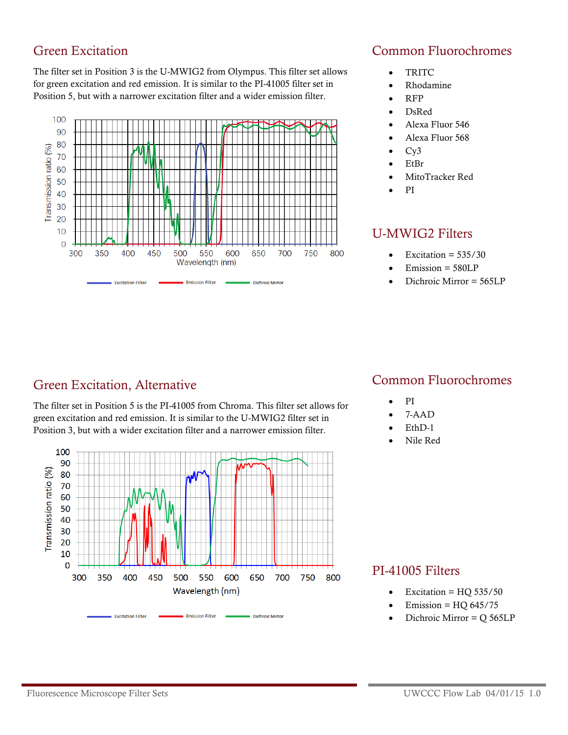## Green Excitation

The filter set in Position 3 is the U-MWIG2 from Olympus. This filter set allows for green excitation and red emission. It is similar to the PI-41005 filter set in Position 5, but with a narrower excitation filter and a wider emission filter.

Transmission ratio (%)
100
90
80
70
60
50
40
30
20
10
0
300 350 400 450 500 550 600 650 700 750 800
Wavelength (nm)

Excitation Filter
Emission Filter
Dichroic Mirror

## Common Fluorochromes

- TRITC
- Rhodamine
- RFP
- DsRed
- Alexa Fluor 546
- Alexa Fluor 568
- Cy3
- EtBr
- MitoTracker Red
- PI

## U-MWIG2 Filters

- Excitation = 535/30
- Emission = 580LP
- Dichroic Mirror = 565LP

## Green Excitation, Alternative

The filter set in Position 5 is the PI-41005 from Chroma. This filter set allows for green excitation and red emission. It is similar to the U-MWIG2 filter set in Position 3, but with a wider excitation filter and a narrower emission filter.

Transmission ratio (%)
100
90
80
70
60
50
40
30
20
10
0
300 350 400 450 500 550 600 650 700 750 800
Wavelength (nm)

Excitation Filter
Emission Filter
Dichroic Mirror

## Common Fluorochromes

- PI
- 7-AAD
- EthD-1
- Nile Red

## PI-41005 Filters

- Excitation = HQ 535/50
- Emission = HQ 645/75
- Dichroic Mirror = Q 565LP